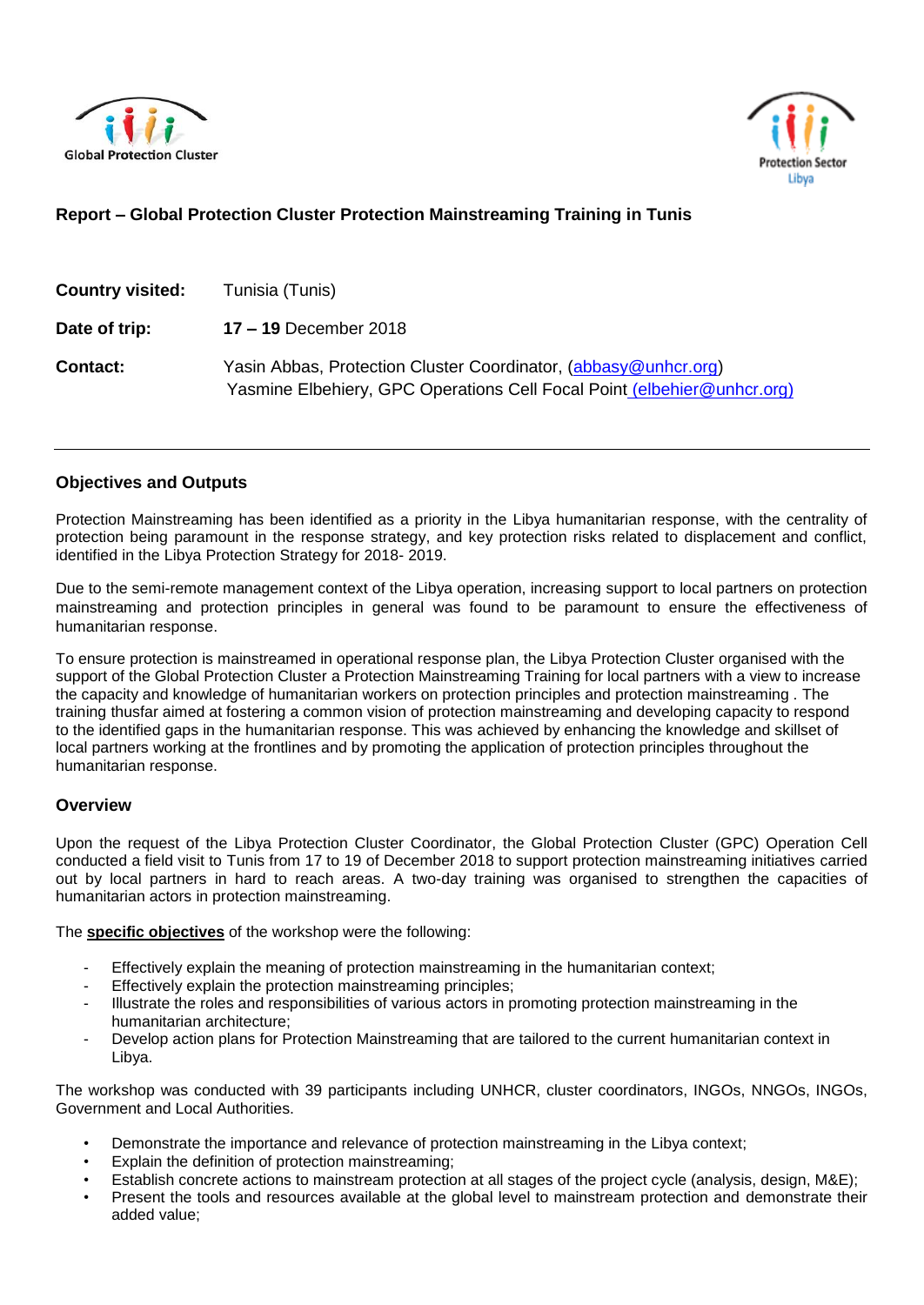Global Protection Cluster

Protection Sector Libya

## Report – Global Protection Cluster Protection Mainstreaming Training in Tunis

**Country visited:** Tunisia (Tunis)

**Date of trip:** **17 – 19** December 2018

**Contact:** Yasin Abbas, Protection Cluster Coordinator, (abbasy@unhcr.org)
Yasmine Elbehiery, GPC Operations Cell Focal Point (elbehier@unhcr.org)

---

### Objectives and Outputs

Protection Mainstreaming has been identified as a priority in the Libya humanitarian response, with the centrality of protection being paramount in the response strategy, and key protection risks related to displacement and conflict, identified in the Libya Protection Strategy for 2018- 2019.

Due to the semi-remote management context of the Libya operation, increasing support to local partners on protection mainstreaming and protection principles in general was found to be paramount to ensure the effectiveness of humanitarian response.

To ensure protection is mainstreamed in operational response plan, the Libya Protection Cluster organised with the support of the Global Protection Cluster a Protection Mainstreaming Training for local partners with a view to increase the capacity and knowledge of humanitarian workers on protection principles and protection mainstreaming . The training thusfar aimed at fostering a common vision of protection mainstreaming and developing capacity to respond to the identified gaps in the humanitarian response. This was achieved by enhancing the knowledge and skillset of local partners working at the frontlines and by promoting the application of protection principles throughout the humanitarian response.

### Overview

Upon the request of the Libya Protection Cluster Coordinator, the Global Protection Cluster (GPC) Operation Cell conducted a field visit to Tunis from 17 to 19 of December 2018 to support protection mainstreaming initiatives carried out by local partners in hard to reach areas. A two-day training was organised to strengthen the capacities of humanitarian actors in protection mainstreaming.

The **specific objectives** of the workshop were the following:

- Effectively explain the meaning of protection mainstreaming in the humanitarian context;
- Effectively explain the protection mainstreaming principles;
- Illustrate the roles and responsibilities of various actors in promoting protection mainstreaming in the humanitarian architecture;
- Develop action plans for Protection Mainstreaming that are tailored to the current humanitarian context in Libya.

The workshop was conducted with 39 participants including UNHCR, cluster coordinators, INGOs, NNGOs, INGOs, Government and Local Authorities.

- Demonstrate the importance and relevance of protection mainstreaming in the Libya context;
- Explain the definition of protection mainstreaming;
- Establish concrete actions to mainstream protection at all stages of the project cycle (analysis, design, M&E);
- Present the tools and resources available at the global level to mainstream protection and demonstrate their added value;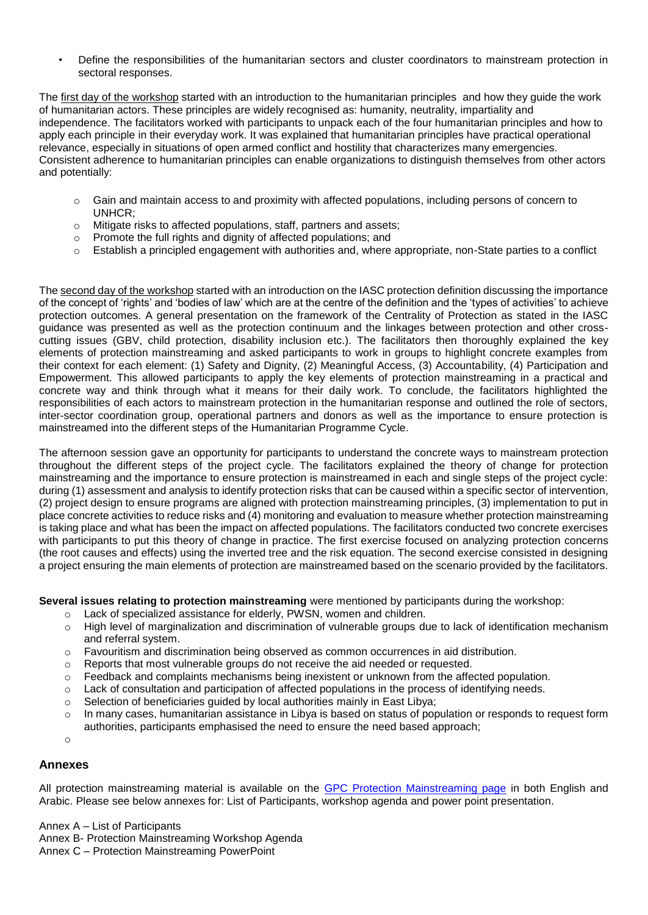- Define the responsibilities of the humanitarian sectors and cluster coordinators to mainstream protection in sectoral responses.

The first day of the workshop started with an introduction to the humanitarian principles and how they guide the work of humanitarian actors. These principles are widely recognised as: humanity, neutrality, impartiality and independence. The facilitators worked with participants to unpack each of the four humanitarian principles and how to apply each principle in their everyday work. It was explained that humanitarian principles have practical operational relevance, especially in situations of open armed conflict and hostility that characterizes many emergencies. Consistent adherence to humanitarian principles can enable organizations to distinguish themselves from other actors and potentially:

- Gain and maintain access to and proximity with affected populations, including persons of concern to UNHCR;
- Mitigate risks to affected populations, staff, partners and assets;
- Promote the full rights and dignity of affected populations; and
- Establish a principled engagement with authorities and, where appropriate, non-State parties to a conflict

The second day of the workshop started with an introduction on the IASC protection definition discussing the importance of the concept of 'rights' and 'bodies of law' which are at the centre of the definition and the 'types of activities' to achieve protection outcomes. A general presentation on the framework of the Centrality of Protection as stated in the IASC guidance was presented as well as the protection continuum and the linkages between protection and other cross-cutting issues (GBV, child protection, disability inclusion etc.). The facilitators then thoroughly explained the key elements of protection mainstreaming and asked participants to work in groups to highlight concrete examples from their context for each element: (1) Safety and Dignity, (2) Meaningful Access, (3) Accountability, (4) Participation and Empowerment. This allowed participants to apply the key elements of protection mainstreaming in a practical and concrete way and think through what it means for their daily work. To conclude, the facilitators highlighted the responsibilities of each actors to mainstream protection in the humanitarian response and outlined the role of sectors, inter-sector coordination group, operational partners and donors as well as the importance to ensure protection is mainstreamed into the different steps of the Humanitarian Programme Cycle.

The afternoon session gave an opportunity for participants to understand the concrete ways to mainstream protection throughout the different steps of the project cycle. The facilitators explained the theory of change for protection mainstreaming and the importance to ensure protection is mainstreamed in each and single steps of the project cycle: during (1) assessment and analysis to identify protection risks that can be caused within a specific sector of intervention, (2) project design to ensure programs are aligned with protection mainstreaming principles, (3) implementation to put in place concrete activities to reduce risks and (4) monitoring and evaluation to measure whether protection mainstreaming is taking place and what has been the impact on affected populations. The facilitators conducted two concrete exercises with participants to put this theory of change in practice. The first exercise focused on analyzing protection concerns (the root causes and effects) using the inverted tree and the risk equation. The second exercise consisted in designing a project ensuring the main elements of protection are mainstreamed based on the scenario provided by the facilitators.

**Several issues relating to protection mainstreaming** were mentioned by participants during the workshop:

- Lack of specialized assistance for elderly, PWSN, women and children.
- High level of marginalization and discrimination of vulnerable groups due to lack of identification mechanism and referral system.
- Favouritism and discrimination being observed as common occurrences in aid distribution.
- Reports that most vulnerable groups do not receive the aid needed or requested.
- Feedback and complaints mechanisms being inexistent or unknown from the affected population.
- Lack of consultation and participation of affected populations in the process of identifying needs.
- Selection of beneficiaries guided by local authorities mainly in East Libya;
- In many cases, humanitarian assistance in Libya is based on status of population or responds to request form authorities, participants emphasised the need to ensure the need based approach;

## Annexes

All protection mainstreaming material is available on the GPC Protection Mainstreaming page in both English and Arabic. Please see below annexes for: List of Participants, workshop agenda and power point presentation.

Annex A – List of Participants
Annex B- Protection Mainstreaming Workshop Agenda
Annex C – Protection Mainstreaming PowerPoint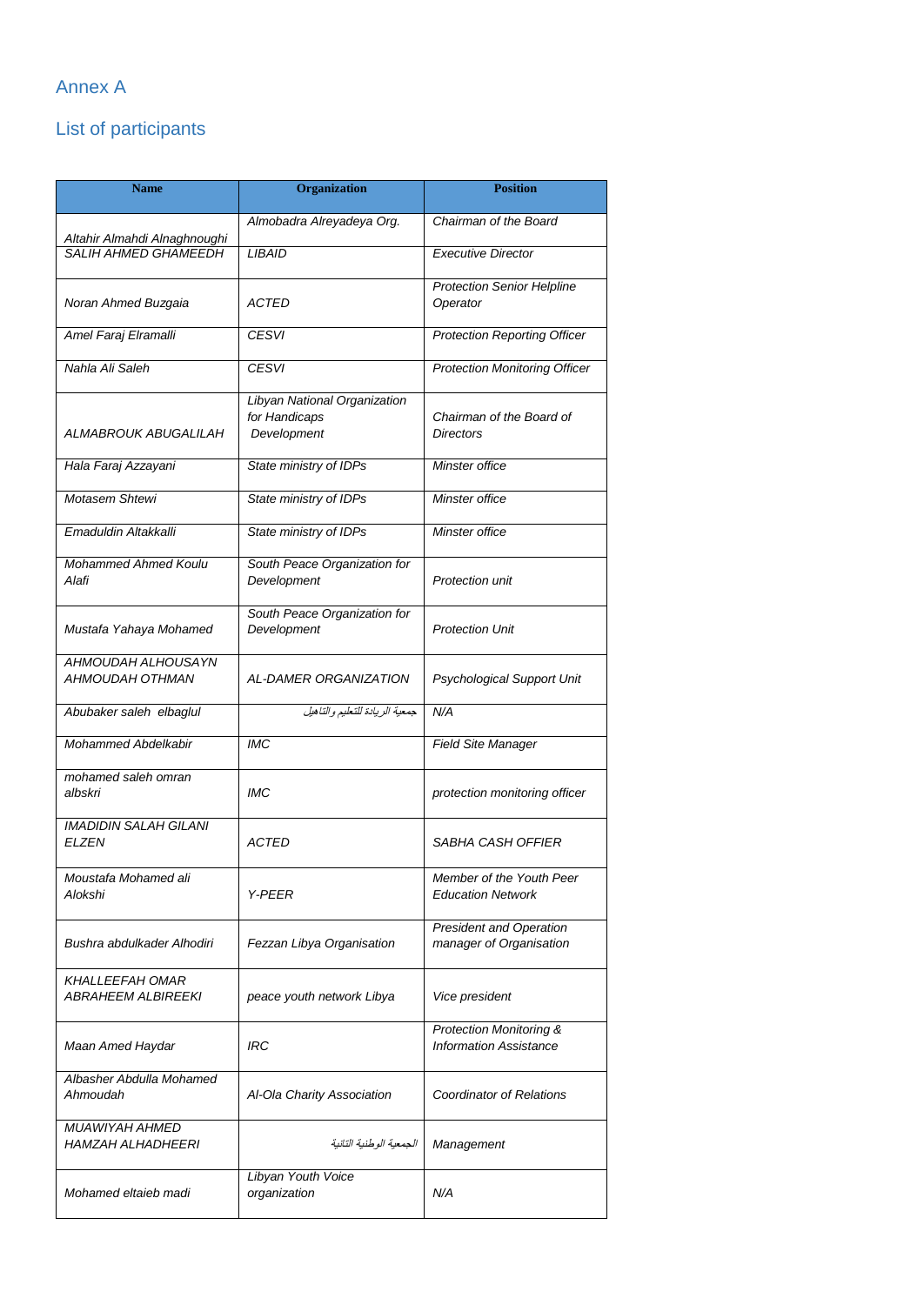## Annex A

## List of participants

| Name | Organization | Position |
|---|---|---|
| *Altahir Almahdi Alnaghnoughi* | *Almobadra Alreyadeya Org.* | *Chairman of the Board* |
| *SALIH AHMED GHAMEEDH* | *LIBAID* | *Executive Director* |
| *Noran Ahmed Buzgaia* | *ACTED* | *Protection Senior Helpline Operator* |
| *Amel Faraj Elramalli* | *CESVI* | *Protection Reporting Officer* |
| *Nahla Ali Saleh* | *CESVI* | *Protection Monitoring Officer* |
| *ALMABROUK ABUGALILAH* | *Libyan National Organization for Handicaps Development* | *Chairman of the Board of Directors* |
| *Hala Faraj Azzayani* | *State ministry of IDPs* | *Minster office* |
| *Motasem Shtewi* | *State ministry of IDPs* | *Minster office* |
| *Emaduldin Altakkalli* | *State ministry of IDPs* | *Minster office* |
| *Mohammed Ahmed Koulu Alafi* | *South Peace Organization for Development* | *Protection unit* |
| *Mustafa Yahaya Mohamed* | *South Peace Organization for Development* | *Protection Unit* |
| *AHMOUDAH ALHOUSAYN AHMOUDAH OTHMAN* | *AL-DAMER ORGANIZATION* | *Psychological Support Unit* |
| *Abubaker saleh elbaglul* | *جمعية الريادة للتعليم والتاهيل* | *N/A* |
| *Mohammed Abdelkabir* | *IMC* | *Field Site Manager* |
| *mohamed saleh omran albskri* | *IMC* | *protection monitoring officer* |
| *IMADIDIN SALAH GILANI ELZEN* | *ACTED* | *SABHA CASH OFFIER* |
| *Moustafa Mohamed ali Alokshi* | *Y-PEER* | *Member of the Youth Peer Education Network* |
| *Bushra abdulkader Alhodiri* | *Fezzan Libya Organisation* | *President and Operation manager of Organisation* |
| *KHALLEEFAH OMAR ABRAHEEM ALBIREEKI* | *peace youth network Libya* | *Vice president* |
| *Maan Amed Haydar* | *IRC* | *Protection Monitoring & Information Assistance* |
| *Albasher Abdulla Mohamed Ahmoudah* | *Al-Ola Charity Association* | *Coordinator of Relations* |
| *MUAWIYAH AHMED HAMZAH ALHADHEERI* | *الجمعية الوطنية التائية* | *Management* |
| *Mohamed eltaieb madi* | *Libyan Youth Voice organization* | *N/A* |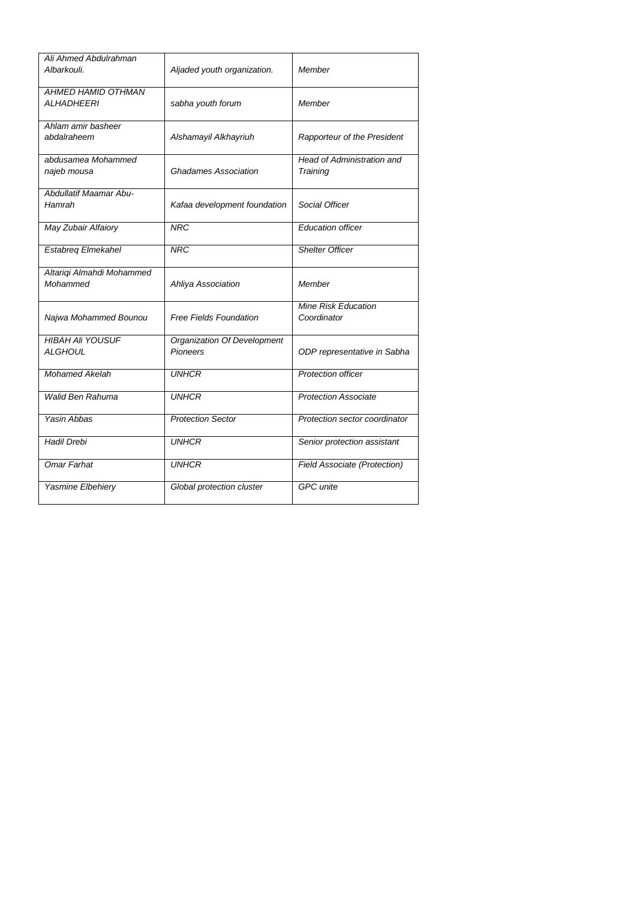| Ali Ahmed Abdulrahman Albarkouli. | Aljaded youth organization. | Member |
|---|---|---|
| AHMED HAMID OTHMAN ALHADHEERI | sabha youth forum | Member |
| Ahlam amir basheer abdalraheem | Alshamayil Alkhayriuh | Rapporteur of the President |
| abdusamea Mohammed najeb mousa | Ghadames Association | Head of Administration and Training |
| Abdullatif Maamar Abu-Hamrah | Kafaa development foundation | Social Officer |
| May Zubair Alfaiory | NRC | Education officer |
| Estabreq Elmekahel | NRC | Shelter Officer |
| Altariqi Almahdi Mohammed Mohammed | Ahliya Association | Member |
| Najwa Mohammed Bounou | Free Fields Foundation | Mine Risk Education Coordinator |
| HIBAH Ali YOUSUF ALGHOUL | Organization Of Development Pioneers | ODP representative in Sabha |
| Mohamed Akelah | UNHCR | Protection officer |
| Walid Ben Rahuma | UNHCR | Protection Associate |
| Yasin Abbas | Protection Sector | Protection sector coordinator |
| Hadil Drebi | UNHCR | Senior protection assistant |
| Omar Farhat | UNHCR | Field Associate (Protection) |
| Yasmine Elbehiery | Global protection cluster | GPC unite |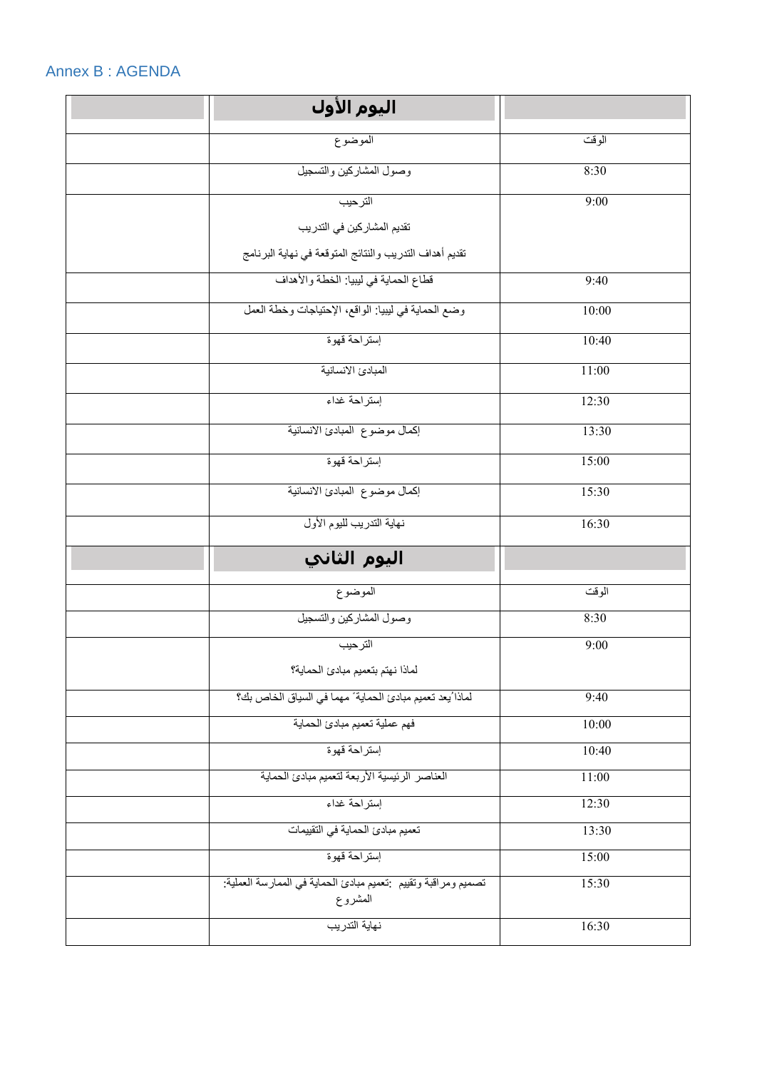## Annex B : AGENDA

| | اليوم الأول | |
|---|---|---|
| | الموضوع | الوقت |
| | وصول المشاركين والتسجيل | 8:30 |
| | الترحيب<br>تقديم المشاركين في التدريب<br>تقديم أهداف التدريب والنتائج المتوقعة في نهاية البرنامج | 9:00 |
| | قطاع الحماية في ليبيا: الخطة والأهداف | 9:40 |
| | وضع الحماية في ليبيا: الواقع، الإحتياجات وخطة العمل | 10:00 |
| | إستراحة قهوة | 10:40 |
| | المبادئ الانسانية | 11:00 |
| | إستراحة غداء | 12:30 |
| | إكمال موضوع المبادئ الانسانية | 13:30 |
| | إستراحة قهوة | 15:00 |
| | إكمال موضوع المبادئ الانسانية | 15:30 |
| | نهاية التدريب لليوم الأول | 16:30 |
| | **اليوم الثاني** | |
| | الموضوع | الوقت |
| | وصول المشاركين والتسجيل | 8:30 |
| | الترحيب<br>لماذا نهتم بتعميم مبادئ الحماية؟ | 9:00 |
| | لماذا ُيعد تعميم مبادئ الحماية" مهما في السياق الخاص بك؟ | 9:40 |
| | فهم عملية تعميم مبادئ الحماية | 10:00 |
| | إستراحة قهوة | 10:40 |
| | العناصر الرئيسية الأربعة لتعميم مبادئ الحماية | 11:00 |
| | إستراحة غداء | 12:30 |
| | تعميم مبادئ الحماية في التقييمات | 13:30 |
| | إستراحة قهوة | 15:00 |
| | تصميم ومراقبة وتقييم :تعميم مبادئ الحماية في الممارسة العملية: المشروع | 15:30 |
| | نهاية التدريب | 16:30 |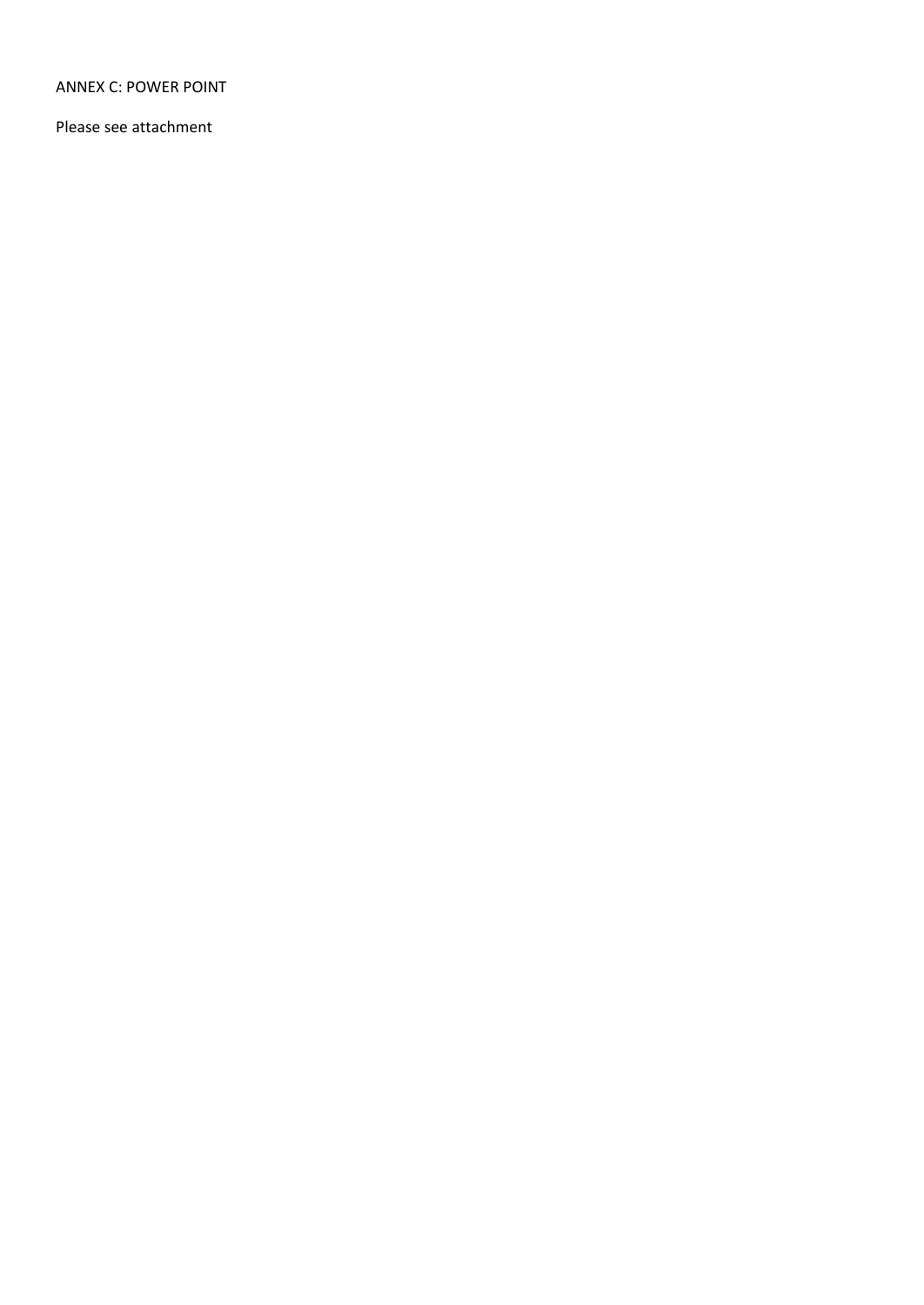ANNEX C: POWER POINT

Please see attachment